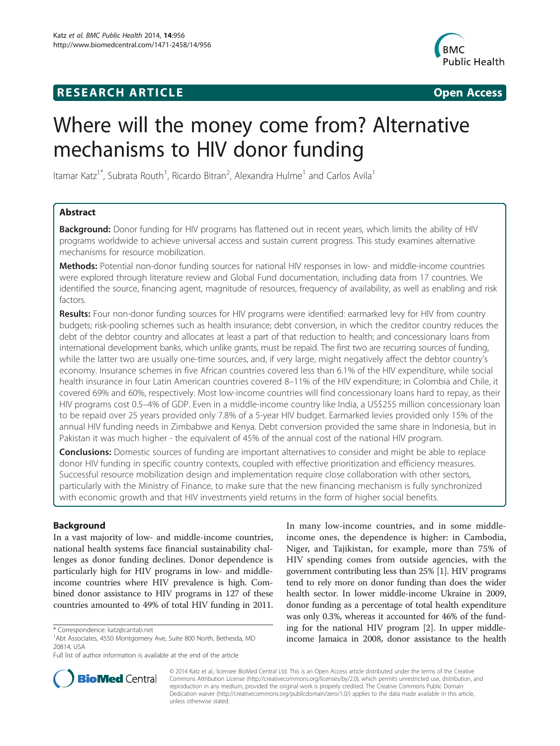**RESEARCH ARTICLE** **Open Access**

# Where will the money come from? Alternative mechanisms to HIV donor funding

Itamar Katz[1*], Subrata Routh[1], Ricardo Bitran[2], Alexandra Hulme[1] and Carlos Avila[1]

## Abstract

**Background:** Donor funding for HIV programs has flattened out in recent years, which limits the ability of HIV programs worldwide to achieve universal access and sustain current progress. This study examines alternative mechanisms for resource mobilization.

**Methods:** Potential non-donor funding sources for national HIV responses in low- and middle-income countries were explored through literature review and Global Fund documentation, including data from 17 countries. We identified the source, financing agent, magnitude of resources, frequency of availability, as well as enabling and risk factors.

**Results:** Four non-donor funding sources for HIV programs were identified: earmarked levy for HIV from country budgets; risk-pooling schemes such as health insurance; debt conversion, in which the creditor country reduces the debt of the debtor country and allocates at least a part of that reduction to health; and concessionary loans from international development banks, which unlike grants, must be repaid. The first two are recurring sources of funding, while the latter two are usually one-time sources, and, if very large, might negatively affect the debtor country's economy. Insurance schemes in five African countries covered less than 6.1% of the HIV expenditure, while social health insurance in four Latin American countries covered 8–11% of the HIV expenditure; in Colombia and Chile, it covered 69% and 60%, respectively. Most low-income countries will find concessionary loans hard to repay, as their HIV programs cost 0.5–4% of GDP. Even in a middle-income country like India, a US$255 million concessionary loan to be repaid over 25 years provided only 7.8% of a 5-year HIV budget. Earmarked levies provided only 15% of the annual HIV funding needs in Zimbabwe and Kenya. Debt conversion provided the same share in Indonesia, but in Pakistan it was much higher - the equivalent of 45% of the annual cost of the national HIV program.

**Conclusions:** Domestic sources of funding are important alternatives to consider and might be able to replace donor HIV funding in specific country contexts, coupled with effective prioritization and efficiency measures. Successful resource mobilization design and implementation require close collaboration with other sectors, particularly with the Ministry of Finance, to make sure that the new financing mechanism is fully synchronized with economic growth and that HIV investments yield returns in the form of higher social benefits.

## Background

In a vast majority of low- and middle-income countries, national health systems face financial sustainability challenges as donor funding declines. Donor dependence is particularly high for HIV programs in low- and middle-income countries where HIV prevalence is high. Combined donor assistance to HIV programs in 127 of these countries amounted to 49% of total HIV funding in 2011. In many low-income countries, and in some middle-income ones, the dependence is higher: in Cambodia, Niger, and Tajikistan, for example, more than 75% of HIV spending comes from outside agencies, with the government contributing less than 25% [1]. HIV programs tend to rely more on donor funding than does the wider health sector. In lower middle-income Ukraine in 2009, donor funding as a percentage of total health expenditure was only 0.3%, whereas it accounted for 46% of the funding for the national HIV program [2]. In upper middle-income Jamaica in 2008, donor assistance to the health

\* Correspondence: katz@cantab.net
[1]Abt Associates, 4550 Montgomery Ave, Suite 800 North, Bethesda, MD 20814, USA
Full list of author information is available at the end of the article

© 2014 Katz et al.; licensee BioMed Central Ltd. This is an Open Access article distributed under the terms of the Creative Commons Attribution License (http://creativecommons.org/licenses/by/2.0), which permits unrestricted use, distribution, and reproduction in any medium, provided the original work is properly credited. The Creative Commons Public Domain Dedication waiver (http://creativecommons.org/publicdomain/zero/1.0/) applies to the data made available in this article, unless otherwise stated.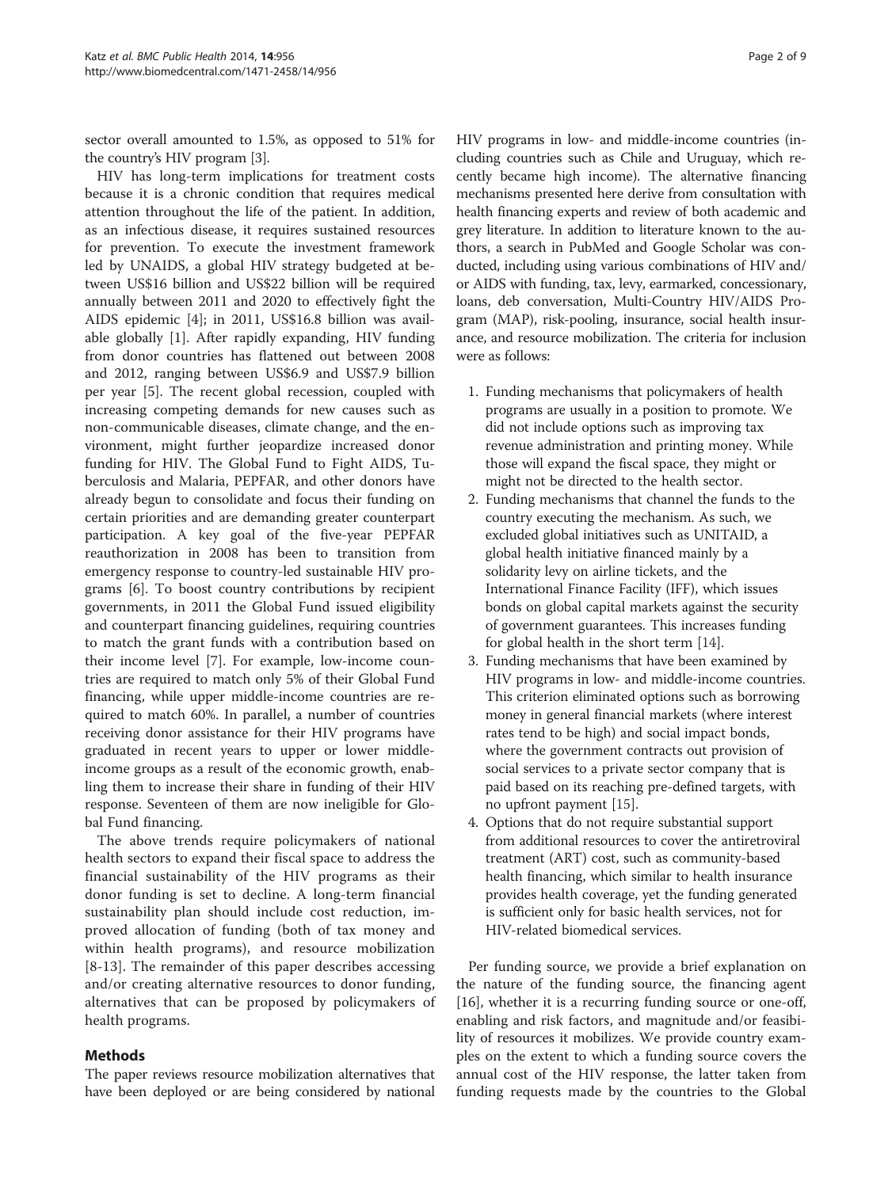sector overall amounted to 1.5%, as opposed to 51% for the country's HIV program [3].

HIV has long-term implications for treatment costs because it is a chronic condition that requires medical attention throughout the life of the patient. In addition, as an infectious disease, it requires sustained resources for prevention. To execute the investment framework led by UNAIDS, a global HIV strategy budgeted at between US$16 billion and US$22 billion will be required annually between 2011 and 2020 to effectively fight the AIDS epidemic [4]; in 2011, US$16.8 billion was available globally [1]. After rapidly expanding, HIV funding from donor countries has flattened out between 2008 and 2012, ranging between US$6.9 and US$7.9 billion per year [5]. The recent global recession, coupled with increasing competing demands for new causes such as non-communicable diseases, climate change, and the environment, might further jeopardize increased donor funding for HIV. The Global Fund to Fight AIDS, Tuberculosis and Malaria, PEPFAR, and other donors have already begun to consolidate and focus their funding on certain priorities and are demanding greater counterpart participation. A key goal of the five-year PEPFAR reauthorization in 2008 has been to transition from emergency response to country-led sustainable HIV programs [6]. To boost country contributions by recipient governments, in 2011 the Global Fund issued eligibility and counterpart financing guidelines, requiring countries to match the grant funds with a contribution based on their income level [7]. For example, low-income countries are required to match only 5% of their Global Fund financing, while upper middle-income countries are required to match 60%. In parallel, a number of countries receiving donor assistance for their HIV programs have graduated in recent years to upper or lower middle-income groups as a result of the economic growth, enabling them to increase their share in funding of their HIV response. Seventeen of them are now ineligible for Global Fund financing.

The above trends require policymakers of national health sectors to expand their fiscal space to address the financial sustainability of the HIV programs as their donor funding is set to decline. A long-term financial sustainability plan should include cost reduction, improved allocation of funding (both of tax money and within health programs), and resource mobilization [8-13]. The remainder of this paper describes accessing and/or creating alternative resources to donor funding, alternatives that can be proposed by policymakers of health programs.

## Methods

The paper reviews resource mobilization alternatives that have been deployed or are being considered by national HIV programs in low- and middle-income countries (including countries such as Chile and Uruguay, which recently became high income). The alternative financing mechanisms presented here derive from consultation with health financing experts and review of both academic and grey literature. In addition to literature known to the authors, a search in PubMed and Google Scholar was conducted, including using various combinations of HIV and/or AIDS with funding, tax, levy, earmarked, concessionary, loans, deb conversation, Multi-Country HIV/AIDS Program (MAP), risk-pooling, insurance, social health insurance, and resource mobilization. The criteria for inclusion were as follows:

1. Funding mechanisms that policymakers of health programs are usually in a position to promote. We did not include options such as improving tax revenue administration and printing money. While those will expand the fiscal space, they might or might not be directed to the health sector.
2. Funding mechanisms that channel the funds to the country executing the mechanism. As such, we excluded global initiatives such as UNITAID, a global health initiative financed mainly by a solidarity levy on airline tickets, and the International Finance Facility (IFF), which issues bonds on global capital markets against the security of government guarantees. This increases funding for global health in the short term [14].
3. Funding mechanisms that have been examined by HIV programs in low- and middle-income countries. This criterion eliminated options such as borrowing money in general financial markets (where interest rates tend to be high) and social impact bonds, where the government contracts out provision of social services to a private sector company that is paid based on its reaching pre-defined targets, with no upfront payment [15].
4. Options that do not require substantial support from additional resources to cover the antiretroviral treatment (ART) cost, such as community-based health financing, which similar to health insurance provides health coverage, yet the funding generated is sufficient only for basic health services, not for HIV-related biomedical services.

Per funding source, we provide a brief explanation on the nature of the funding source, the financing agent [16], whether it is a recurring funding source or one-off, enabling and risk factors, and magnitude and/or feasibility of resources it mobilizes. We provide country examples on the extent to which a funding source covers the annual cost of the HIV response, the latter taken from funding requests made by the countries to the Global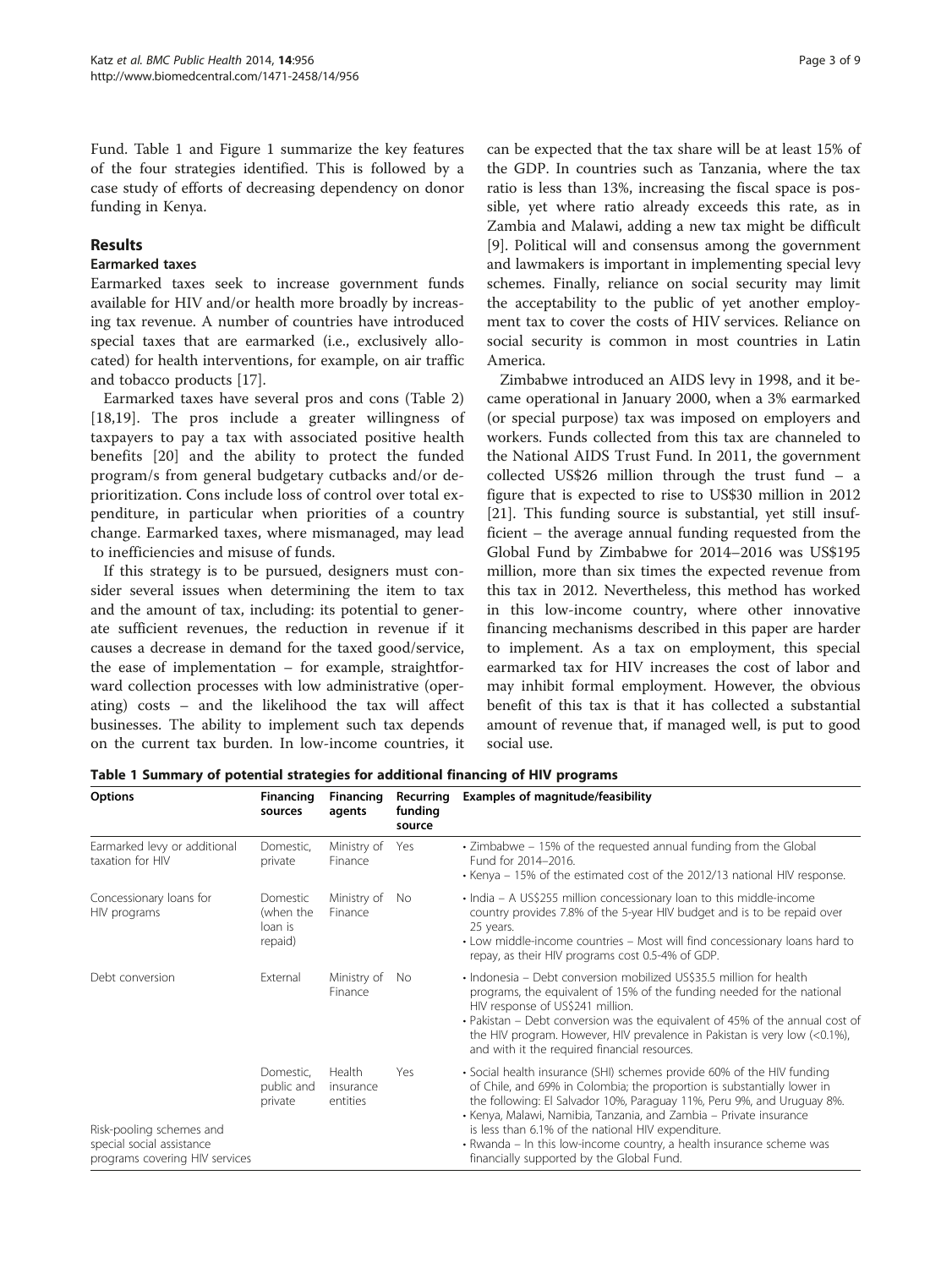Fund. Table 1 and Figure 1 summarize the key features of the four strategies identified. This is followed by a case study of efforts of decreasing dependency on donor funding in Kenya.

## Results

### Earmarked taxes

Earmarked taxes seek to increase government funds available for HIV and/or health more broadly by increasing tax revenue. A number of countries have introduced special taxes that are earmarked (i.e., exclusively allocated) for health interventions, for example, on air traffic and tobacco products [17].

Earmarked taxes have several pros and cons (Table 2) [18,19]. The pros include a greater willingness of taxpayers to pay a tax with associated positive health benefits [20] and the ability to protect the funded program/s from general budgetary cutbacks and/or deprioritization. Cons include loss of control over total expenditure, in particular when priorities of a country change. Earmarked taxes, where mismanaged, may lead to inefficiencies and misuse of funds.

If this strategy is to be pursued, designers must consider several issues when determining the item to tax and the amount of tax, including: its potential to generate sufficient revenues, the reduction in revenue if it causes a decrease in demand for the taxed good/service, the ease of implementation – for example, straightforward collection processes with low administrative (operating) costs – and the likelihood the tax will affect businesses. The ability to implement such tax depends on the current tax burden. In low-income countries, it can be expected that the tax share will be at least 15% of the GDP. In countries such as Tanzania, where the tax ratio is less than 13%, increasing the fiscal space is possible, yet where ratio already exceeds this rate, as in Zambia and Malawi, adding a new tax might be difficult [9]. Political will and consensus among the government and lawmakers is important in implementing special levy schemes. Finally, reliance on social security may limit the acceptability to the public of yet another employment tax to cover the costs of HIV services. Reliance on social security is common in most countries in Latin America.

Zimbabwe introduced an AIDS levy in 1998, and it became operational in January 2000, when a 3% earmarked (or special purpose) tax was imposed on employers and workers. Funds collected from this tax are channeled to the National AIDS Trust Fund. In 2011, the government collected US$26 million through the trust fund – a figure that is expected to rise to US$30 million in 2012 [21]. This funding source is substantial, yet still insufficient – the average annual funding requested from the Global Fund by Zimbabwe for 2014–2016 was US$195 million, more than six times the expected revenue from this tax in 2012. Nevertheless, this method has worked in this low-income country, where other innovative financing mechanisms described in this paper are harder to implement. As a tax on employment, this special earmarked tax for HIV increases the cost of labor and may inhibit formal employment. However, the obvious benefit of this tax is that it has collected a substantial amount of revenue that, if managed well, is put to good social use.

**Table 1 Summary of potential strategies for additional financing of HIV programs**

| Options | Financing sources | Financing agents | Recurring funding source | Examples of magnitude/feasibility |
|---|---|---|---|---|
| Earmarked levy or additional taxation for HIV | Domestic, private | Ministry of Finance | Yes | • Zimbabwe – 15% of the requested annual funding from the Global Fund for 2014–2016.<br>• Kenya – 15% of the estimated cost of the 2012/13 national HIV response. |
| Concessionary loans for HIV programs | Domestic (when the loan is repaid) | Ministry of Finance | No | • India – A US$255 million concessionary loan to this middle-income country provides 7.8% of the 5-year HIV budget and is to be repaid over 25 years.<br>• Low middle-income countries – Most will find concessionary loans hard to repay, as their HIV programs cost 0.5-4% of GDP. |
| Debt conversion | External | Ministry of Finance | No | • Indonesia – Debt conversion mobilized US$35.5 million for health programs, the equivalent of 15% of the funding needed for the national HIV response of US$241 million.<br>• Pakistan – Debt conversion was the equivalent of 45% of the annual cost of the HIV program. However, HIV prevalence in Pakistan is very low (<0.1%), and with it the required financial resources. |
| Risk-pooling schemes and special social assistance programs covering HIV services | Domestic, public and private | Health insurance entities | Yes | • Social health insurance (SHI) schemes provide 60% of the HIV funding of Chile, and 69% in Colombia; the proportion is substantially lower in the following: El Salvador 10%, Paraguay 11%, Peru 9%, and Uruguay 8%.<br>• Kenya, Malawi, Namibia, Tanzania, and Zambia – Private insurance is less than 6.1% of the national HIV expenditure.<br>• Rwanda – In this low-income country, a health insurance scheme was financially supported by the Global Fund. |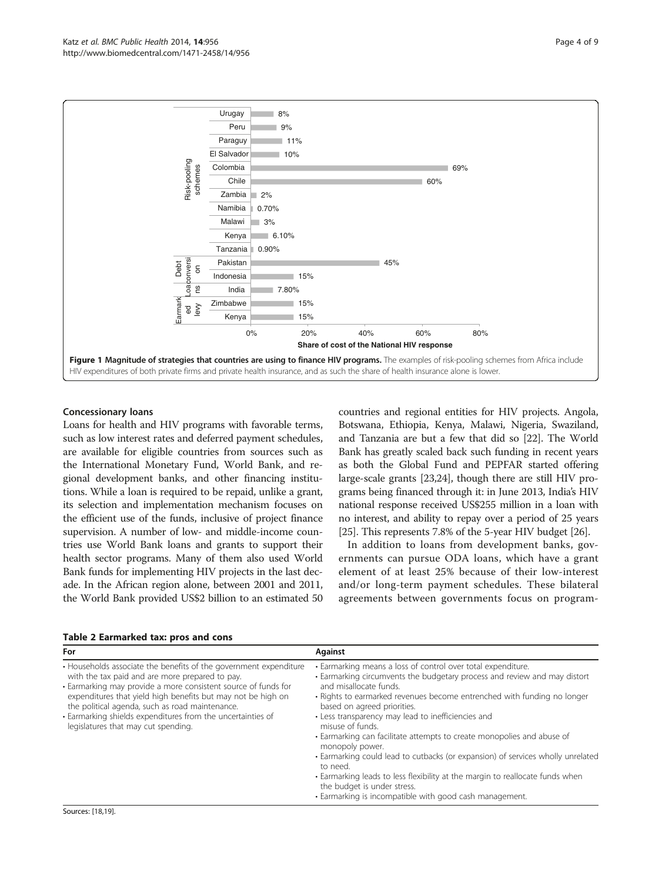| Category | Country | Share of cost of the National HIV response |
| --- | --- | --- |
| Risk-pooling schemes | Urugay | 8% |
| | Peru | 9% |
| | Paraguy | 11% |
| | El Salvador | 10% |
| | Colombia | 69% |
| | Chile | 60% |
| | Zambia | 2% |
| | Namibia | 0.70% |
| | Malawi | 3% |
| | Kenya | 6.10% |
| | Tanzania | 0.90% |
| Debt conversion | Pakistan | 45% |
| | Indonesia | 15% |
| Loans | India | 7.80% |
| Earmarked levy | Zimbabwe | 15% |
| | Kenya | 15% |

**Figure 1 Magnitude of strategies that countries are using to finance HIV programs.** The examples of risk-pooling schemes from Africa include HIV expenditures of both private firms and private health insurance, and as such the share of health insurance alone is lower.

### Concessionary loans

Loans for health and HIV programs with favorable terms, such as low interest rates and deferred payment schedules, are available for eligible countries from sources such as the International Monetary Fund, World Bank, and regional development banks, and other financing institutions. While a loan is required to be repaid, unlike a grant, its selection and implementation mechanism focuses on the efficient use of the funds, inclusive of project finance supervision. A number of low- and middle-income countries use World Bank loans and grants to support their health sector programs. Many of them also used World Bank funds for implementing HIV projects in the last decade. In the African region alone, between 2001 and 2011, the World Bank provided US$2 billion to an estimated 50 countries and regional entities for HIV projects. Angola, Botswana, Ethiopia, Kenya, Malawi, Nigeria, Swaziland, and Tanzania are but a few that did so [22]. The World Bank has greatly scaled back such funding in recent years as both the Global Fund and PEPFAR started offering large-scale grants [23,24], though there are still HIV programs being financed through it: in June 2013, India's HIV national response received US$255 million in a loan with no interest, and ability to repay over a period of 25 years [25]. This represents 7.8% of the 5-year HIV budget [26].

In addition to loans from development banks, governments can pursue ODA loans, which have a grant element of at least 25% because of their low-interest and/or long-term payment schedules. These bilateral agreements between governments focus on program-

**Table 2 Earmarked tax: pros and cons**

| For | Against |
| --- | --- |
| • Households associate the benefits of the government expenditure with the tax paid and are more prepared to pay.<br>• Earmarking may provide a more consistent source of funds for expenditures that yield high benefits but may not be high on the political agenda, such as road maintenance.<br>• Earmarking shields expenditures from the uncertainties of legislatures that may cut spending. | • Earmarking means a loss of control over total expenditure.<br>• Earmarking circumvents the budgetary process and review and may distort and misallocate funds.<br>• Rights to earmarked revenues become entrenched with funding no longer based on agreed priorities.<br>• Less transparency may lead to inefficiencies and misuse of funds.<br>• Earmarking can facilitate attempts to create monopolies and abuse of monopoly power.<br>• Earmarking could lead to cutbacks (or expansion) of services wholly unrelated to need.<br>• Earmarking leads to less flexibility at the margin to reallocate funds when the budget is under stress.<br>• Earmarking is incompatible with good cash management. |

Sources: [18,19].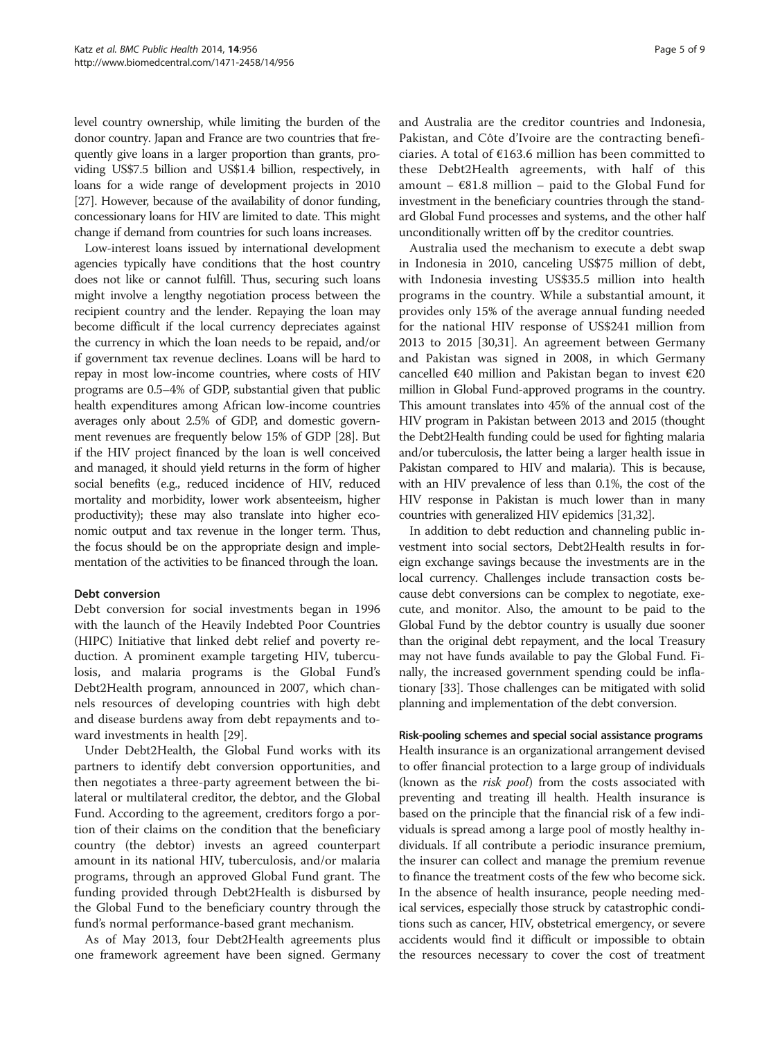level country ownership, while limiting the burden of the donor country. Japan and France are two countries that frequently give loans in a larger proportion than grants, providing US$7.5 billion and US$1.4 billion, respectively, in loans for a wide range of development projects in 2010 [27]. However, because of the availability of donor funding, concessionary loans for HIV are limited to date. This might change if demand from countries for such loans increases.

Low-interest loans issued by international development agencies typically have conditions that the host country does not like or cannot fulfill. Thus, securing such loans might involve a lengthy negotiation process between the recipient country and the lender. Repaying the loan may become difficult if the local currency depreciates against the currency in which the loan needs to be repaid, and/or if government tax revenue declines. Loans will be hard to repay in most low-income countries, where costs of HIV programs are 0.5–4% of GDP, substantial given that public health expenditures among African low-income countries averages only about 2.5% of GDP, and domestic government revenues are frequently below 15% of GDP [28]. But if the HIV project financed by the loan is well conceived and managed, it should yield returns in the form of higher social benefits (e.g., reduced incidence of HIV, reduced mortality and morbidity, lower work absenteeism, higher productivity); these may also translate into higher economic output and tax revenue in the longer term. Thus, the focus should be on the appropriate design and implementation of the activities to be financed through the loan.

#### Debt conversion

Debt conversion for social investments began in 1996 with the launch of the Heavily Indebted Poor Countries (HIPC) Initiative that linked debt relief and poverty reduction. A prominent example targeting HIV, tuberculosis, and malaria programs is the Global Fund's Debt2Health program, announced in 2007, which channels resources of developing countries with high debt and disease burdens away from debt repayments and toward investments in health [29].

Under Debt2Health, the Global Fund works with its partners to identify debt conversion opportunities, and then negotiates a three-party agreement between the bilateral or multilateral creditor, the debtor, and the Global Fund. According to the agreement, creditors forgo a portion of their claims on the condition that the beneficiary country (the debtor) invests an agreed counterpart amount in its national HIV, tuberculosis, and/or malaria programs, through an approved Global Fund grant. The funding provided through Debt2Health is disbursed by the Global Fund to the beneficiary country through the fund's normal performance-based grant mechanism.

As of May 2013, four Debt2Health agreements plus one framework agreement have been signed. Germany and Australia are the creditor countries and Indonesia, Pakistan, and Côte d'Ivoire are the contracting beneficiaries. A total of €163.6 million has been committed to these Debt2Health agreements, with half of this amount – €81.8 million – paid to the Global Fund for investment in the beneficiary countries through the standard Global Fund processes and systems, and the other half unconditionally written off by the creditor countries.

Australia used the mechanism to execute a debt swap in Indonesia in 2010, canceling US$75 million of debt, with Indonesia investing US$35.5 million into health programs in the country. While a substantial amount, it provides only 15% of the average annual funding needed for the national HIV response of US$241 million from 2013 to 2015 [30,31]. An agreement between Germany and Pakistan was signed in 2008, in which Germany cancelled €40 million and Pakistan began to invest €20 million in Global Fund-approved programs in the country. This amount translates into 45% of the annual cost of the HIV program in Pakistan between 2013 and 2015 (thought the Debt2Health funding could be used for fighting malaria and/or tuberculosis, the latter being a larger health issue in Pakistan compared to HIV and malaria). This is because, with an HIV prevalence of less than 0.1%, the cost of the HIV response in Pakistan is much lower than in many countries with generalized HIV epidemics [31,32].

In addition to debt reduction and channeling public investment into social sectors, Debt2Health results in foreign exchange savings because the investments are in the local currency. Challenges include transaction costs because debt conversions can be complex to negotiate, execute, and monitor. Also, the amount to be paid to the Global Fund by the debtor country is usually due sooner than the original debt repayment, and the local Treasury may not have funds available to pay the Global Fund. Finally, the increased government spending could be inflationary [33]. Those challenges can be mitigated with solid planning and implementation of the debt conversion.

#### Risk-pooling schemes and special social assistance programs

Health insurance is an organizational arrangement devised to offer financial protection to a large group of individuals (known as the *risk pool*) from the costs associated with preventing and treating ill health. Health insurance is based on the principle that the financial risk of a few individuals is spread among a large pool of mostly healthy individuals. If all contribute a periodic insurance premium, the insurer can collect and manage the premium revenue to finance the treatment costs of the few who become sick. In the absence of health insurance, people needing medical services, especially those struck by catastrophic conditions such as cancer, HIV, obstetrical emergency, or severe accidents would find it difficult or impossible to obtain the resources necessary to cover the cost of treatment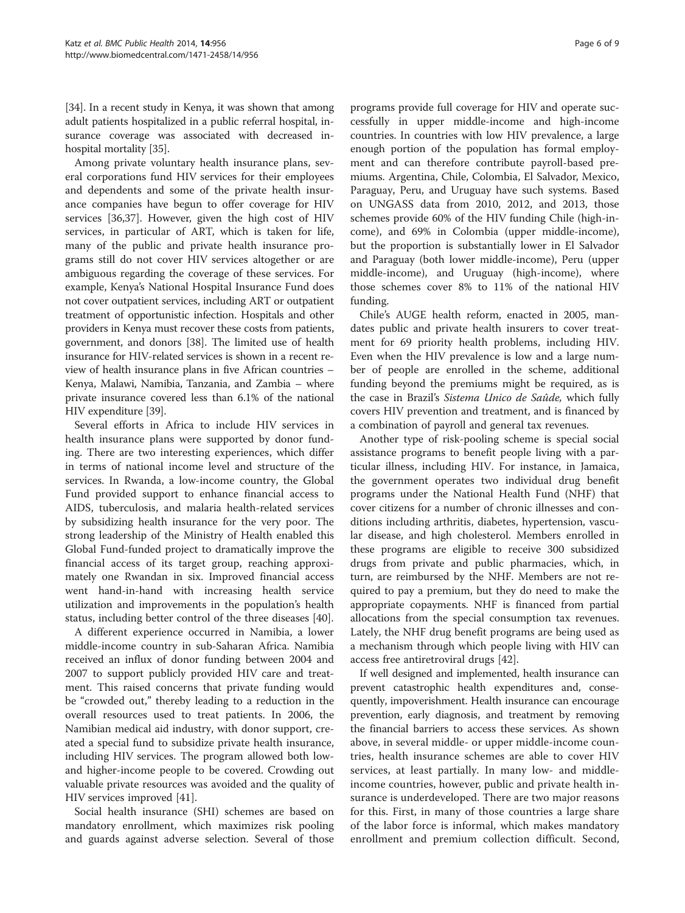[34]. In a recent study in Kenya, it was shown that among adult patients hospitalized in a public referral hospital, insurance coverage was associated with decreased in-hospital mortality [35].

Among private voluntary health insurance plans, several corporations fund HIV services for their employees and dependents and some of the private health insurance companies have begun to offer coverage for HIV services [36,37]. However, given the high cost of HIV services, in particular of ART, which is taken for life, many of the public and private health insurance programs still do not cover HIV services altogether or are ambiguous regarding the coverage of these services. For example, Kenya's National Hospital Insurance Fund does not cover outpatient services, including ART or outpatient treatment of opportunistic infection. Hospitals and other providers in Kenya must recover these costs from patients, government, and donors [38]. The limited use of health insurance for HIV-related services is shown in a recent review of health insurance plans in five African countries – Kenya, Malawi, Namibia, Tanzania, and Zambia – where private insurance covered less than 6.1% of the national HIV expenditure [39].

Several efforts in Africa to include HIV services in health insurance plans were supported by donor funding. There are two interesting experiences, which differ in terms of national income level and structure of the services. In Rwanda, a low-income country, the Global Fund provided support to enhance financial access to AIDS, tuberculosis, and malaria health-related services by subsidizing health insurance for the very poor. The strong leadership of the Ministry of Health enabled this Global Fund-funded project to dramatically improve the financial access of its target group, reaching approximately one Rwandan in six. Improved financial access went hand-in-hand with increasing health service utilization and improvements in the population's health status, including better control of the three diseases [40].

A different experience occurred in Namibia, a lower middle-income country in sub-Saharan Africa. Namibia received an influx of donor funding between 2004 and 2007 to support publicly provided HIV care and treatment. This raised concerns that private funding would be "crowded out," thereby leading to a reduction in the overall resources used to treat patients. In 2006, the Namibian medical aid industry, with donor support, created a special fund to subsidize private health insurance, including HIV services. The program allowed both low- and higher-income people to be covered. Crowding out valuable private resources was avoided and the quality of HIV services improved [41].

Social health insurance (SHI) schemes are based on mandatory enrollment, which maximizes risk pooling and guards against adverse selection. Several of those programs provide full coverage for HIV and operate successfully in upper middle-income and high-income countries. In countries with low HIV prevalence, a large enough portion of the population has formal employment and can therefore contribute payroll-based premiums. Argentina, Chile, Colombia, El Salvador, Mexico, Paraguay, Peru, and Uruguay have such systems. Based on UNGASS data from 2010, 2012, and 2013, those schemes provide 60% of the HIV funding Chile (high-income), and 69% in Colombia (upper middle-income), but the proportion is substantially lower in El Salvador and Paraguay (both lower middle-income), Peru (upper middle-income), and Uruguay (high-income), where those schemes cover 8% to 11% of the national HIV funding.

Chile's AUGE health reform, enacted in 2005, mandates public and private health insurers to cover treatment for 69 priority health problems, including HIV. Even when the HIV prevalence is low and a large number of people are enrolled in the scheme, additional funding beyond the premiums might be required, as is the case in Brazil's *Sistema Unico de Saûde,* which fully covers HIV prevention and treatment, and is financed by a combination of payroll and general tax revenues.

Another type of risk-pooling scheme is special social assistance programs to benefit people living with a particular illness, including HIV. For instance, in Jamaica, the government operates two individual drug benefit programs under the National Health Fund (NHF) that cover citizens for a number of chronic illnesses and conditions including arthritis, diabetes, hypertension, vascular disease, and high cholesterol. Members enrolled in these programs are eligible to receive 300 subsidized drugs from private and public pharmacies, which, in turn, are reimbursed by the NHF. Members are not required to pay a premium, but they do need to make the appropriate copayments. NHF is financed from partial allocations from the special consumption tax revenues. Lately, the NHF drug benefit programs are being used as a mechanism through which people living with HIV can access free antiretroviral drugs [42].

If well designed and implemented, health insurance can prevent catastrophic health expenditures and, consequently, impoverishment. Health insurance can encourage prevention, early diagnosis, and treatment by removing the financial barriers to access these services. As shown above, in several middle- or upper middle-income countries, health insurance schemes are able to cover HIV services, at least partially. In many low- and middle-income countries, however, public and private health insurance is underdeveloped. There are two major reasons for this. First, in many of those countries a large share of the labor force is informal, which makes mandatory enrollment and premium collection difficult. Second,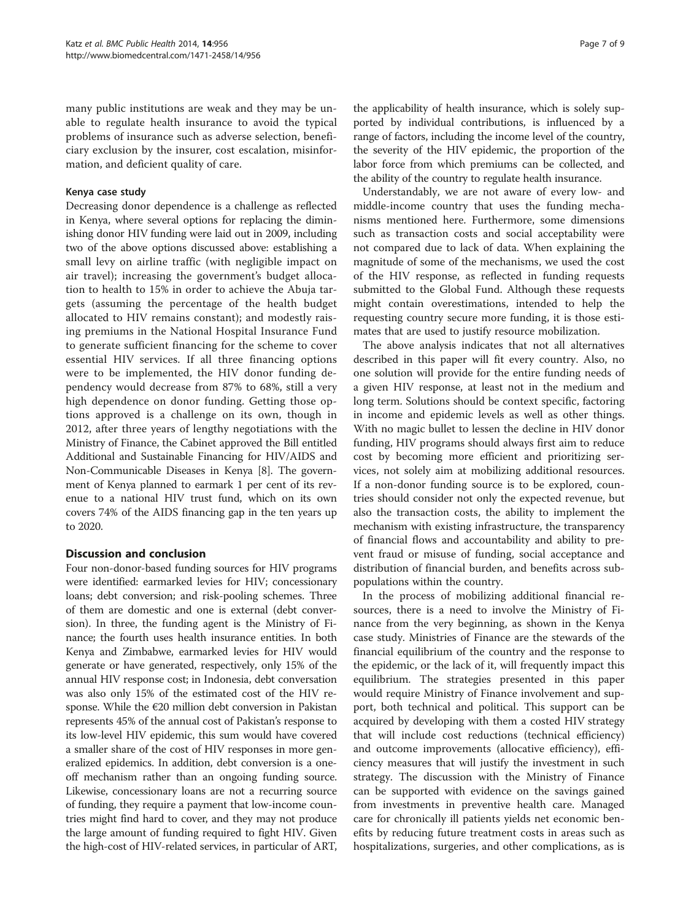many public institutions are weak and they may be unable to regulate health insurance to avoid the typical problems of insurance such as adverse selection, beneficiary exclusion by the insurer, cost escalation, misinformation, and deficient quality of care.

### Kenya case study

Decreasing donor dependence is a challenge as reflected in Kenya, where several options for replacing the diminishing donor HIV funding were laid out in 2009, including two of the above options discussed above: establishing a small levy on airline traffic (with negligible impact on air travel); increasing the government's budget allocation to health to 15% in order to achieve the Abuja targets (assuming the percentage of the health budget allocated to HIV remains constant); and modestly raising premiums in the National Hospital Insurance Fund to generate sufficient financing for the scheme to cover essential HIV services. If all three financing options were to be implemented, the HIV donor funding dependency would decrease from 87% to 68%, still a very high dependence on donor funding. Getting those options approved is a challenge on its own, though in 2012, after three years of lengthy negotiations with the Ministry of Finance, the Cabinet approved the Bill entitled Additional and Sustainable Financing for HIV/AIDS and Non-Communicable Diseases in Kenya [8]. The government of Kenya planned to earmark 1 per cent of its revenue to a national HIV trust fund, which on its own covers 74% of the AIDS financing gap in the ten years up to 2020.

## Discussion and conclusion

Four non-donor-based funding sources for HIV programs were identified: earmarked levies for HIV; concessionary loans; debt conversion; and risk-pooling schemes. Three of them are domestic and one is external (debt conversion). In three, the funding agent is the Ministry of Finance; the fourth uses health insurance entities. In both Kenya and Zimbabwe, earmarked levies for HIV would generate or have generated, respectively, only 15% of the annual HIV response cost; in Indonesia, debt conversation was also only 15% of the estimated cost of the HIV response. While the €20 million debt conversion in Pakistan represents 45% of the annual cost of Pakistan's response to its low-level HIV epidemic, this sum would have covered a smaller share of the cost of HIV responses in more generalized epidemics. In addition, debt conversion is a one-off mechanism rather than an ongoing funding source. Likewise, concessionary loans are not a recurring source of funding, they require a payment that low-income countries might find hard to cover, and they may not produce the large amount of funding required to fight HIV. Given the high-cost of HIV-related services, in particular of ART, the applicability of health insurance, which is solely supported by individual contributions, is influenced by a range of factors, including the income level of the country, the severity of the HIV epidemic, the proportion of the labor force from which premiums can be collected, and the ability of the country to regulate health insurance.

Understandably, we are not aware of every low- and middle-income country that uses the funding mechanisms mentioned here. Furthermore, some dimensions such as transaction costs and social acceptability were not compared due to lack of data. When explaining the magnitude of some of the mechanisms, we used the cost of the HIV response, as reflected in funding requests submitted to the Global Fund. Although these requests might contain overestimations, intended to help the requesting country secure more funding, it is those estimates that are used to justify resource mobilization.

The above analysis indicates that not all alternatives described in this paper will fit every country. Also, no one solution will provide for the entire funding needs of a given HIV response, at least not in the medium and long term. Solutions should be context specific, factoring in income and epidemic levels as well as other things. With no magic bullet to lessen the decline in HIV donor funding, HIV programs should always first aim to reduce cost by becoming more efficient and prioritizing services, not solely aim at mobilizing additional resources. If a non-donor funding source is to be explored, countries should consider not only the expected revenue, but also the transaction costs, the ability to implement the mechanism with existing infrastructure, the transparency of financial flows and accountability and ability to prevent fraud or misuse of funding, social acceptance and distribution of financial burden, and benefits across subpopulations within the country.

In the process of mobilizing additional financial resources, there is a need to involve the Ministry of Finance from the very beginning, as shown in the Kenya case study. Ministries of Finance are the stewards of the financial equilibrium of the country and the response to the epidemic, or the lack of it, will frequently impact this equilibrium. The strategies presented in this paper would require Ministry of Finance involvement and support, both technical and political. This support can be acquired by developing with them a costed HIV strategy that will include cost reductions (technical efficiency) and outcome improvements (allocative efficiency), efficiency measures that will justify the investment in such strategy. The discussion with the Ministry of Finance can be supported with evidence on the savings gained from investments in preventive health care. Managed care for chronically ill patients yields net economic benefits by reducing future treatment costs in areas such as hospitalizations, surgeries, and other complications, as is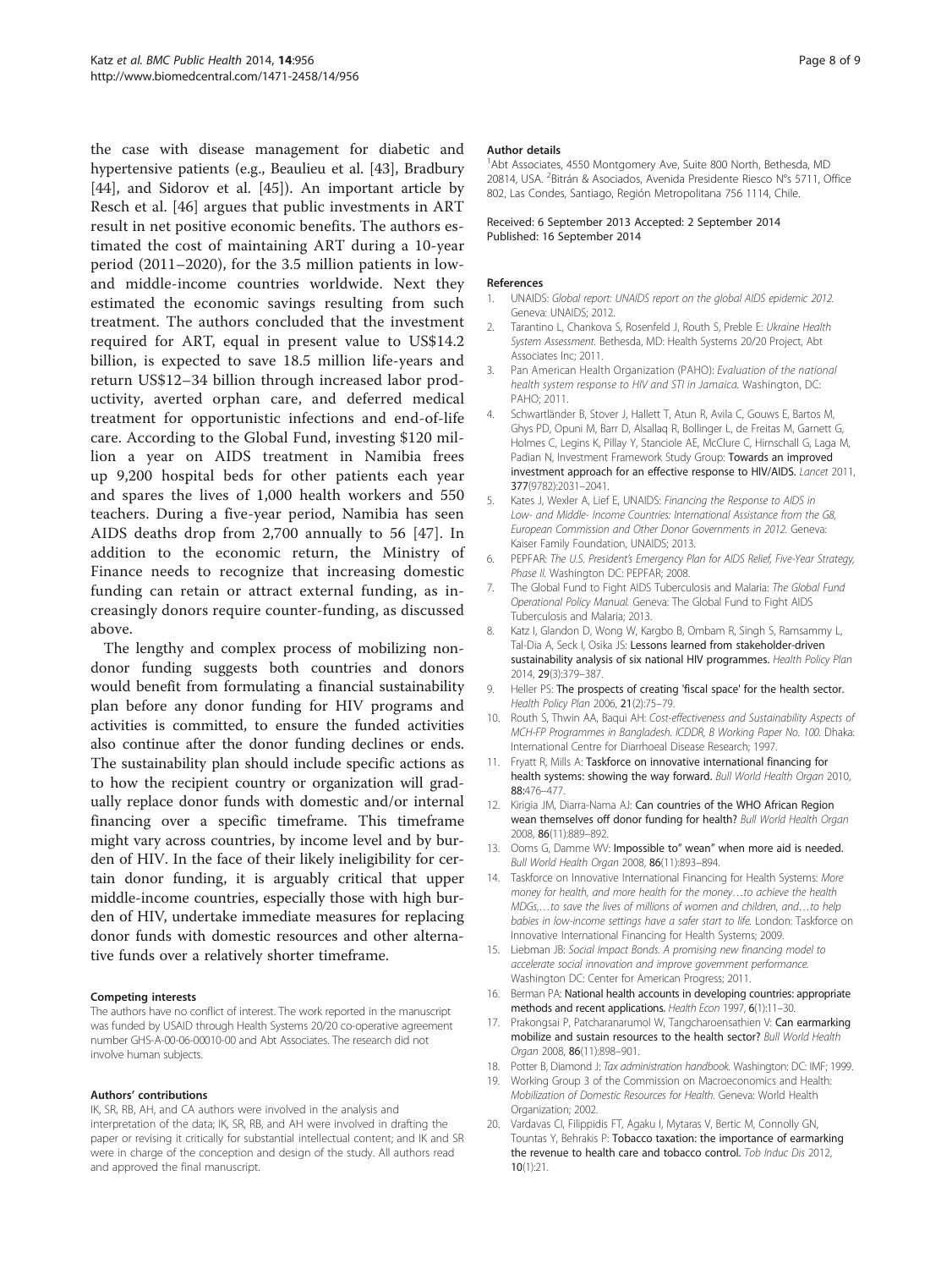the case with disease management for diabetic and hypertensive patients (e.g., Beaulieu et al. [43], Bradbury [44], and Sidorov et al. [45]). An important article by Resch et al. [46] argues that public investments in ART result in net positive economic benefits. The authors estimated the cost of maintaining ART during a 10-year period (2011–2020), for the 3.5 million patients in low- and middle-income countries worldwide. Next they estimated the economic savings resulting from such treatment. The authors concluded that the investment required for ART, equal in present value to US$14.2 billion, is expected to save 18.5 million life-years and return US$12–34 billion through increased labor productivity, averted orphan care, and deferred medical treatment for opportunistic infections and end-of-life care. According to the Global Fund, investing $120 million a year on AIDS treatment in Namibia frees up 9,200 hospital beds for other patients each year and spares the lives of 1,000 health workers and 550 teachers. During a five-year period, Namibia has seen AIDS deaths drop from 2,700 annually to 56 [47]. In addition to the economic return, the Ministry of Finance needs to recognize that increasing domestic funding can retain or attract external funding, as increasingly donors require counter-funding, as discussed above.

The lengthy and complex process of mobilizing non-donor funding suggests both countries and donors would benefit from formulating a financial sustainability plan before any donor funding for HIV programs and activities is committed, to ensure the funded activities also continue after the donor funding declines or ends. The sustainability plan should include specific actions as to how the recipient country or organization will gradually replace donor funds with domestic and/or internal financing over a specific timeframe. This timeframe might vary across countries, by income level and by burden of HIV. In the face of their likely ineligibility for certain donor funding, it is arguably critical that upper middle-income countries, especially those with high burden of HIV, undertake immediate measures for replacing donor funds with domestic resources and other alternative funds over a relatively shorter timeframe.

#### Competing interests
The authors have no conflict of interest. The work reported in the manuscript was funded by USAID through Health Systems 20/20 co-operative agreement number GHS-A-00-06-00010-00 and Abt Associates. The research did not involve human subjects.

#### Authors' contributions
IK, SR, RB, AH, and CA authors were involved in the analysis and interpretation of the data; IK, SR, RB, and AH were involved in drafting the paper or revising it critically for substantial intellectual content; and IK and SR were in charge of the conception and design of the study. All authors read and approved the final manuscript.

#### Author details
[1]Abt Associates, 4550 Montgomery Ave, Suite 800 North, Bethesda, MD 20814, USA. [2]Bitrán & Asociados, Avenida Presidente Riesco N°s 5711, Office 802, Las Condes, Santiago, Región Metropolitana 756 1114, Chile.

Received: 6 September 2013 Accepted: 2 September 2014
Published: 16 September 2014

#### References
1. UNAIDS: *Global report: UNAIDS report on the global AIDS epidemic 2012.* Geneva: UNAIDS; 2012.
2. Tarantino L, Chankova S, Rosenfeld J, Routh S, Preble E: *Ukraine Health System Assessment.* Bethesda, MD: Health Systems 20/20 Project, Abt Associates Inc; 2011.
3. Pan American Health Organization (PAHO): *Evaluation of the national health system response to HIV and STI in Jamaica.* Washington, DC: PAHO; 2011.
4. Schwartländer B, Stover J, Hallett T, Atun R, Avila C, Gouws E, Bartos M, Ghys PD, Opuni M, Barr D, Alsallaq R, Bollinger L, de Freitas M, Garnett G, Holmes C, Legins K, Pillay Y, Stanciole AE, McClure C, Hirnschall G, Laga M, Padian N, Investment Framework Study Group: **Towards an improved investment approach for an effective response to HIV/AIDS.** *Lancet* 2011, **377**(9782):2031–2041.
5. Kates J, Wexler A, Lief E, UNAIDS: *Financing the Response to AIDS in Low- and Middle- Income Countries: International Assistance from the G8, European Commission and Other Donor Governments in 2012.* Geneva: Kaiser Family Foundation, UNAIDS; 2013.
6. PEPFAR: *The U.S. President's Emergency Plan for AIDS Relief, Five-Year Strategy, Phase II.* Washington DC: PEPFAR; 2008.
7. The Global Fund to Fight AIDS Tuberculosis and Malaria: *The Global Fund Operational Policy Manual.* Geneva: The Global Fund to Fight AIDS Tuberculosis and Malaria; 2013.
8. Katz I, Glandon D, Wong W, Kargbo B, Ombam R, Singh S, Ramsammy L, Tal-Dia A, Seck I, Osika JS: **Lessons learned from stakeholder-driven sustainability analysis of six national HIV programmes.** *Health Policy Plan* 2014, **29**(3):379–387.
9. Heller PS: **The prospects of creating 'fiscal space' for the health sector.** *Health Policy Plan* 2006, **21**(2):75–79.
10. Routh S, Thwin AA, Baqui AH: *Cost-effectiveness and Sustainability Aspects of MCH-FP Programmes in Bangladesh. ICDDR, B Working Paper No. 100.* Dhaka: International Centre for Diarrhoeal Disease Research; 1997.
11. Fryatt R, Mills A: **Taskforce on innovative international financing for health systems: showing the way forward.** *Bull World Health Organ* 2010, **88**:476–477.
12. Kirigia JM, Diarra-Nama AJ: **Can countries of the WHO African Region wean themselves off donor funding for health?** *Bull World Health Organ* 2008, **86**(11):889–892.
13. Ooms G, Damme WV: **Impossible to" wean" when more aid is needed.** *Bull World Health Organ* 2008, **86**(11):893–894.
14. Taskforce on Innovative International Financing for Health Systems: *More money for health, and more health for the money…to achieve the health MDGs,…to save the lives of millions of women and children, and…to help babies in low-income settings have a safer start to life.* London: Taskforce on Innovative International Financing for Health Systems; 2009.
15. Liebman JB: *Social Impact Bonds. A promising new financing model to accelerate social innovation and improve government performance.* Washington DC: Center for American Progress; 2011.
16. Berman PA: **National health accounts in developing countries: appropriate methods and recent applications.** *Health Econ* 1997, **6**(1):11–30.
17. Prakongsai P, Patcharanarumol W, Tangcharoensathien V: **Can earmarking mobilize and sustain resources to the health sector?** *Bull World Health Organ* 2008, **86**(11):898–901.
18. Potter B, Diamond J: *Tax administration handbook.* Washington: DC: IMF; 1999.
19. Working Group 3 of the Commission on Macroeconomics and Health: *Mobilization of Domestic Resources for Health.* Geneva: World Health Organization; 2002.
20. Vardavas CI, Filippidis FT, Agaku I, Mytaras V, Bertic M, Connolly GN, Tountas Y, Behrakis P: **Tobacco taxation: the importance of earmarking the revenue to health care and tobacco control.** *Tob Induc Dis* 2012, **10**(1):21.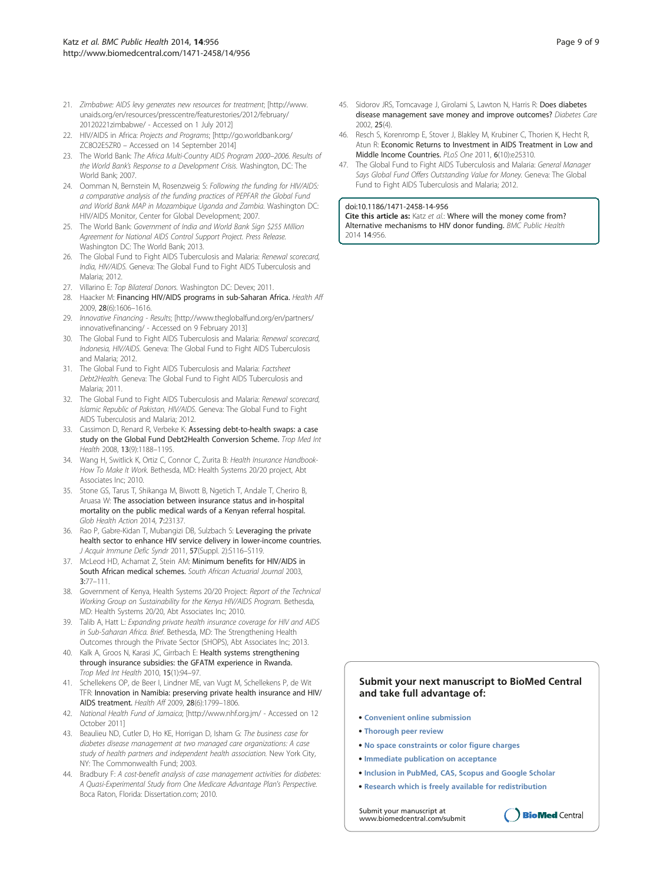21. *Zimbabwe: AIDS levy generates new resources for treatment*; [http://www.unaids.org/en/resources/presscentre/featurestories/2012/february/20120221zimbabwe/ - Accessed on 1 July 2012]
22. HIV/AIDS in Africa: *Projects and Programs*; [http://go.worldbank.org/ZC8O2E5ZR0 – Accessed on 14 September 2014]
23. The World Bank: *The Africa Multi-Country AIDS Program 2000–2006. Results of the World Bank's Response to a Development Crisis.* Washington, DC: The World Bank; 2007.
24. Oomman N, Bernstein M, Rosenzweig S: *Following the funding for HIV/AIDS: a comparative analysis of the funding practices of PEPFAR the Global Fund and World Bank MAP in Mozambique Uganda and Zambia.* Washington DC: HIV/AIDS Monitor, Center for Global Development; 2007.
25. The World Bank: *Government of India and World Bank Sign $255 Million Agreement for National AIDS Control Support Project. Press Release.* Washington DC: The World Bank; 2013.
26. The Global Fund to Fight AIDS Tuberculosis and Malaria: *Renewal scorecard, India, HIV/AIDS.* Geneva: The Global Fund to Fight AIDS Tuberculosis and Malaria; 2012.
27. Villarino E: *Top Bilateral Donors.* Washington DC: Devex; 2011.
28. Haacker M: **Financing HIV/AIDS programs in sub-Saharan Africa.** *Health Aff* 2009, **28**(6):1606–1616.
29. *Innovative Financing - Results*; [http://www.theglobalfund.org/en/partners/innovativefinancing/ - Accessed on 9 February 2013]
30. The Global Fund to Fight AIDS Tuberculosis and Malaria: *Renewal scorecard, Indonesia, HIV/AIDS.* Geneva: The Global Fund to Fight AIDS Tuberculosis and Malaria; 2012.
31. The Global Fund to Fight AIDS Tuberculosis and Malaria: *Factsheet Debt2Health.* Geneva: The Global Fund to Fight AIDS Tuberculosis and Malaria; 2011.
32. The Global Fund to Fight AIDS Tuberculosis and Malaria: *Renewal scorecard, Islamic Republic of Pakistan, HIV/AIDS.* Geneva: The Global Fund to Fight AIDS Tuberculosis and Malaria; 2012.
33. Cassimon D, Renard R, Verbeke K: **Assessing debt-to-health swaps: a case study on the Global Fund Debt2Health Conversion Scheme.** *Trop Med Int Health* 2008, **13**(9):1188–1195.
34. Wang H, Switlick K, Ortiz C, Connor C, Zurita B: *Health Insurance Handbook-How To Make It Work.* Bethesda, MD: Health Systems 20/20 project, Abt Associates Inc; 2010.
35. Stone GS, Tarus T, Shikanga M, Biwott B, Ngetich T, Andale T, Cheriro B, Aruasa W: **The association between insurance status and in-hospital mortality on the public medical wards of a Kenyan referral hospital.** *Glob Health Action* 2014, **7**:23137.
36. Rao P, Gabre-Kidan T, Mubangizi DB, Sulzbach S: **Leveraging the private health sector to enhance HIV service delivery in lower-income countries.** *J Acquir Immune Defic Syndr* 2011, **57**(Suppl. 2):S116–S119.
37. McLeod HD, Achamat Z, Stein AM: **Minimum benefits for HIV/AIDS in South African medical schemes.** *South African Actuarial Journal* 2003, **3**:77–111.
38. Government of Kenya, Health Systems 20/20 Project: *Report of the Technical Working Group on Sustainability for the Kenya HIV/AIDS Program.* Bethesda, MD: Health Systems 20/20, Abt Associates Inc; 2010.
39. Talib A, Hatt L: *Expanding private health insurance coverage for HIV and AIDS in Sub-Saharan Africa. Brief.* Bethesda, MD: The Strengthening Health Outcomes through the Private Sector (SHOPS), Abt Associates Inc; 2013.
40. Kalk A, Groos N, Karasi JC, Girrbach E: **Health systems strengthening through insurance subsidies: the GFATM experience in Rwanda.** *Trop Med Int Health* 2010, **15**(1):94–97.
41. Schellekens OP, de Beer I, Lindner ME, van Vugt M, Schellekens P, de Wit TFR: **Innovation in Namibia: preserving private health insurance and HIV/AIDS treatment.** *Health Aff* 2009, **28**(6):1799–1806.
42. *National Health Fund of Jamaica*; [http://www.nhf.org.jm/ - Accessed on 12 October 2011]
43. Beaulieu ND, Cutler D, Ho KE, Horrigan D, Isham G: *The business case for diabetes disease management at two managed care organizations: A case study of health partners and independent health association.* New York City, NY: The Commonwealth Fund; 2003.
44. Bradbury F: *A cost-benefit analysis of case management activities for diabetes: A Quasi-Experimental Study from One Medicare Advantage Plan's Perspective.* Boca Raton, Florida: Dissertation.com; 2010.
45. Sidorov JRS, Tomcavage J, Girolami S, Lawton N, Harris R: **Does diabetes disease management save money and improve outcomes?** *Diabetes Care* 2002, **25**(4).
46. Resch S, Korenromp E, Stover J, Blakley M, Krubiner C, Thorien K, Hecht R, Atun R: **Economic Returns to Investment in AIDS Treatment in Low and Middle Income Countries.** *PLoS One* 2011, **6**(10):e25310.
47. The Global Fund to Fight AIDS Tuberculosis and Malaria: *General Manager Says Global Fund Offers Outstanding Value for Money.* Geneva: The Global Fund to Fight AIDS Tuberculosis and Malaria; 2012.

doi:10.1186/1471-2458-14-956

**Cite this article as:** Katz *et al.*: Where will the money come from? Alternative mechanisms to HIV donor funding. *BMC Public Health* 2014 **14**:956.

**Submit your next manuscript to BioMed Central and take full advantage of:**

- **Convenient online submission**
- **Thorough peer review**
- **No space constraints or color figure charges**
- **Immediate publication on acceptance**
- **Inclusion in PubMed, CAS, Scopus and Google Scholar**
- **Research which is freely available for redistribution**

Submit your manuscript at www.biomedcentral.com/submit